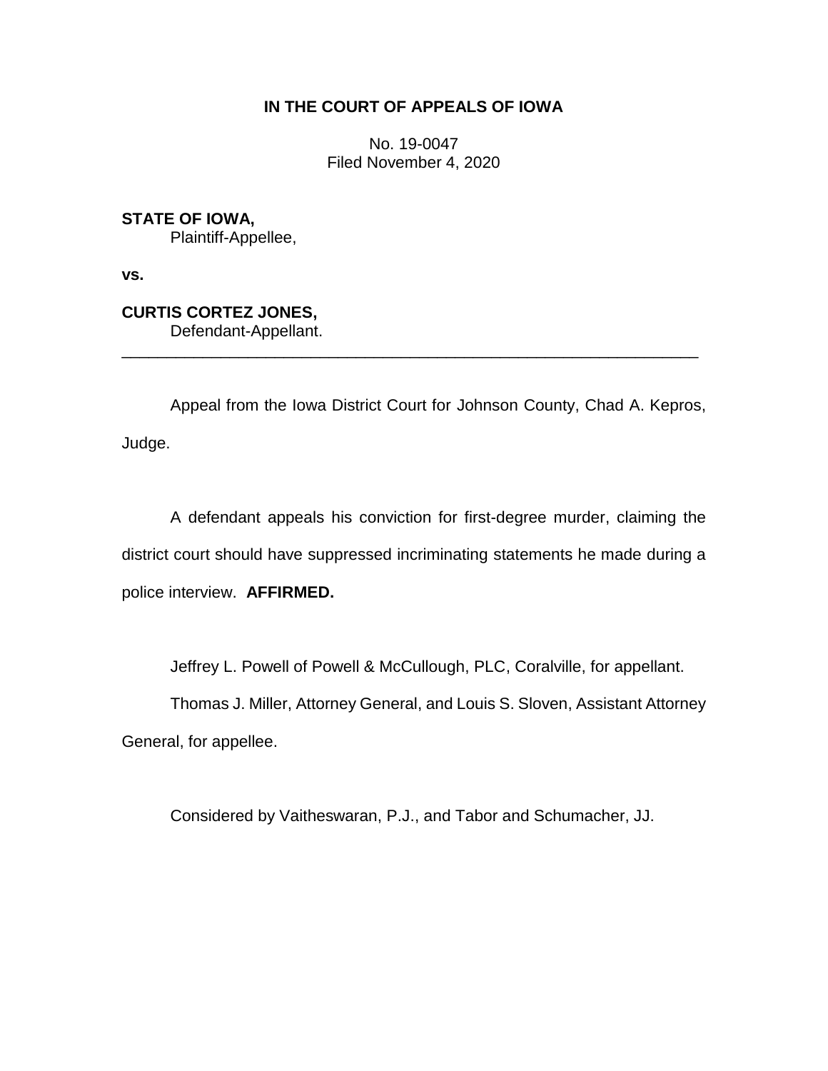**IN THE COURT OF APPEALS OF IOWA**

No. 19-0047
Filed November 4, 2020

**STATE OF IOWA,**
Plaintiff-Appellee,

**vs.**

**CURTIS CORTEZ JONES,**
Defendant-Appellant.

---

Appeal from the Iowa District Court for Johnson County, Chad A. Kepros, Judge.

A defendant appeals his conviction for first-degree murder, claiming the district court should have suppressed incriminating statements he made during a police interview. **AFFIRMED.**

Jeffrey L. Powell of Powell & McCullough, PLC, Coralville, for appellant.

Thomas J. Miller, Attorney General, and Louis S. Sloven, Assistant Attorney General, for appellee.

Considered by Vaitheswaran, P.J., and Tabor and Schumacher, JJ.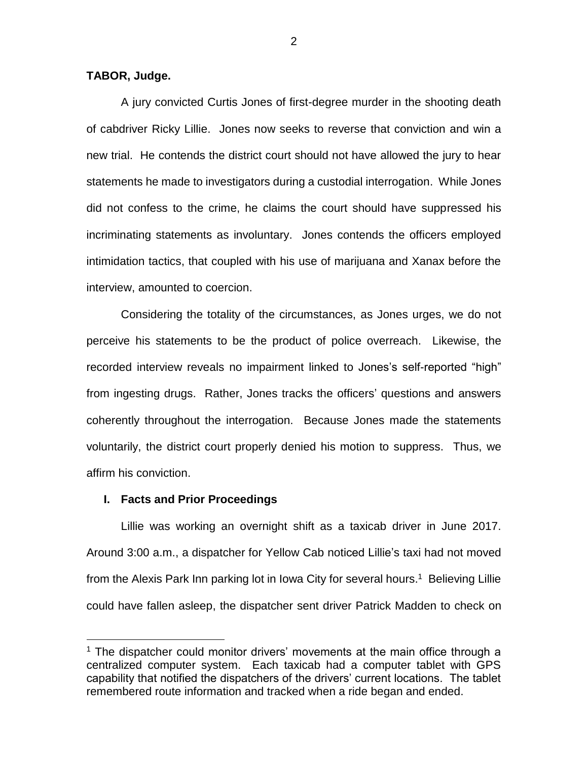**TABOR, Judge.**

A jury convicted Curtis Jones of first-degree murder in the shooting death of cabdriver Ricky Lillie. Jones now seeks to reverse that conviction and win a new trial. He contends the district court should not have allowed the jury to hear statements he made to investigators during a custodial interrogation. While Jones did not confess to the crime, he claims the court should have suppressed his incriminating statements as involuntary. Jones contends the officers employed intimidation tactics, that coupled with his use of marijuana and Xanax before the interview, amounted to coercion.

Considering the totality of the circumstances, as Jones urges, we do not perceive his statements to be the product of police overreach. Likewise, the recorded interview reveals no impairment linked to Jones's self-reported "high" from ingesting drugs. Rather, Jones tracks the officers' questions and answers coherently throughout the interrogation. Because Jones made the statements voluntarily, the district court properly denied his motion to suppress. Thus, we affirm his conviction.

## I. Facts and Prior Proceedings

Lillie was working an overnight shift as a taxicab driver in June 2017. Around 3:00 a.m., a dispatcher for Yellow Cab noticed Lillie's taxi had not moved from the Alexis Park Inn parking lot in Iowa City for several hours.[1] Believing Lillie could have fallen asleep, the dispatcher sent driver Patrick Madden to check on

[1] The dispatcher could monitor drivers' movements at the main office through a centralized computer system. Each taxicab had a computer tablet with GPS capability that notified the dispatchers of the drivers' current locations. The tablet remembered route information and tracked when a ride began and ended.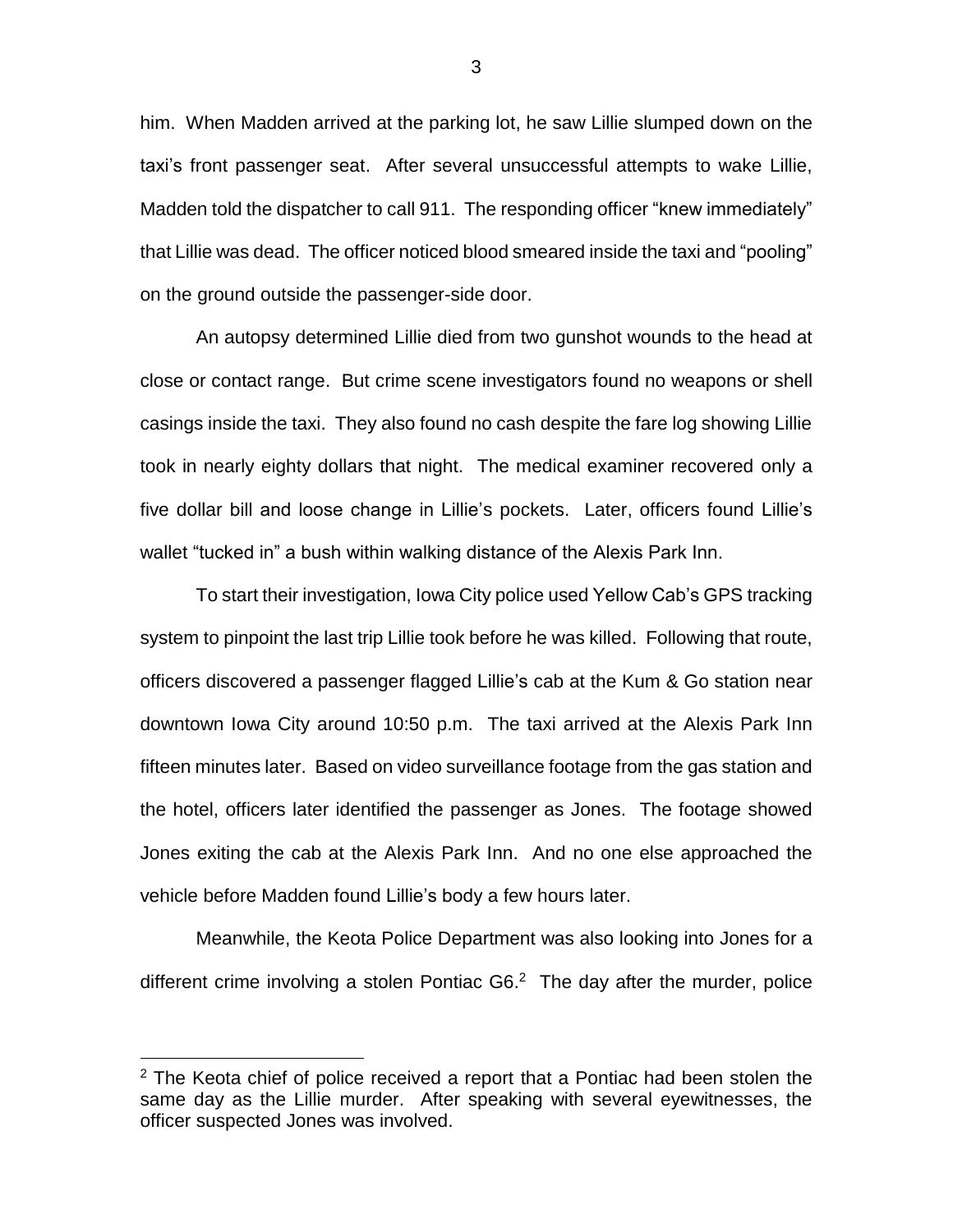him. When Madden arrived at the parking lot, he saw Lillie slumped down on the taxi's front passenger seat. After several unsuccessful attempts to wake Lillie, Madden told the dispatcher to call 911. The responding officer "knew immediately" that Lillie was dead. The officer noticed blood smeared inside the taxi and "pooling" on the ground outside the passenger-side door.

An autopsy determined Lillie died from two gunshot wounds to the head at close or contact range. But crime scene investigators found no weapons or shell casings inside the taxi. They also found no cash despite the fare log showing Lillie took in nearly eighty dollars that night. The medical examiner recovered only a five dollar bill and loose change in Lillie's pockets. Later, officers found Lillie's wallet "tucked in" a bush within walking distance of the Alexis Park Inn.

To start their investigation, Iowa City police used Yellow Cab's GPS tracking system to pinpoint the last trip Lillie took before he was killed. Following that route, officers discovered a passenger flagged Lillie's cab at the Kum & Go station near downtown Iowa City around 10:50 p.m. The taxi arrived at the Alexis Park Inn fifteen minutes later. Based on video surveillance footage from the gas station and the hotel, officers later identified the passenger as Jones. The footage showed Jones exiting the cab at the Alexis Park Inn. And no one else approached the vehicle before Madden found Lillie's body a few hours later.

Meanwhile, the Keota Police Department was also looking into Jones for a different crime involving a stolen Pontiac G6.[2] The day after the murder, police

[2] The Keota chief of police received a report that a Pontiac had been stolen the same day as the Lillie murder. After speaking with several eyewitnesses, the officer suspected Jones was involved.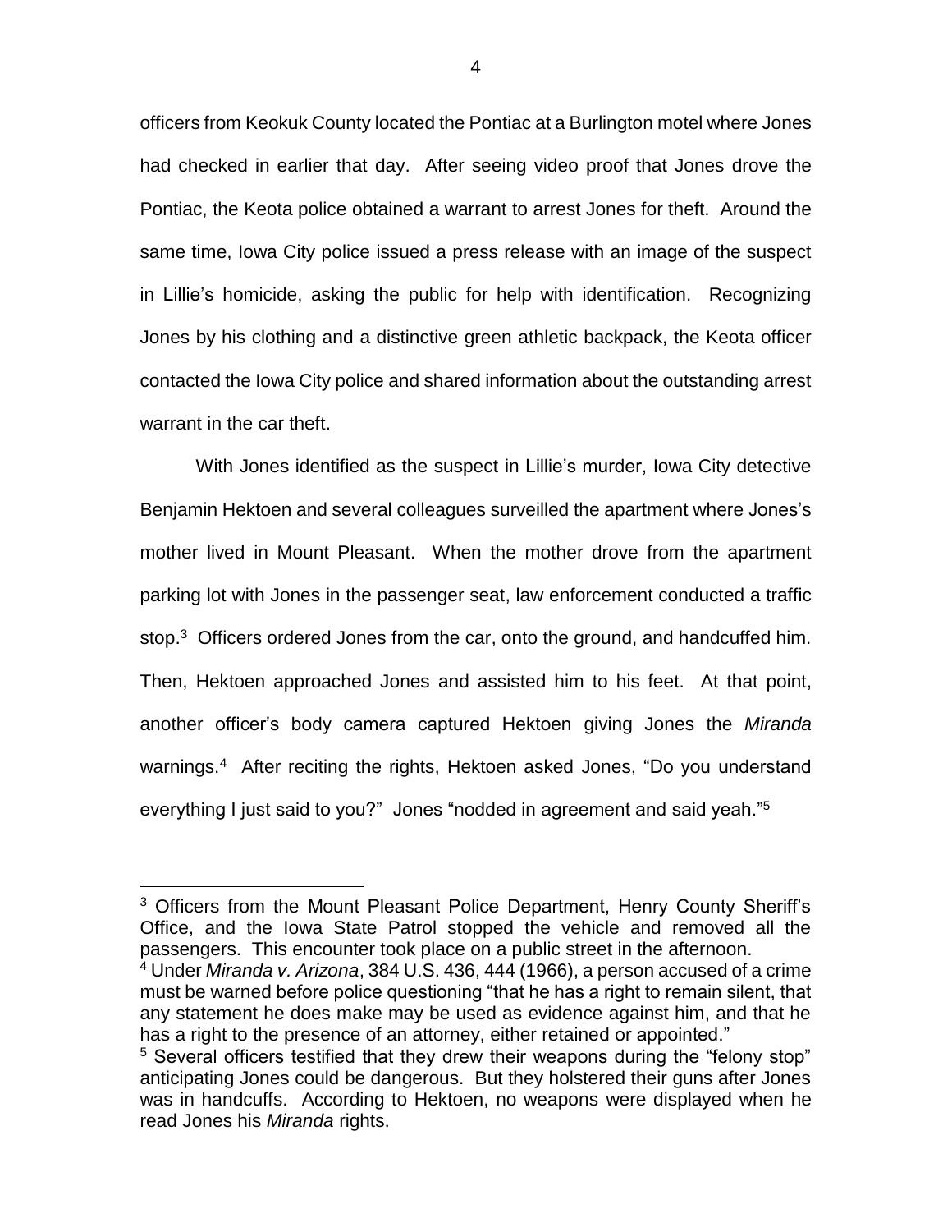officers from Keokuk County located the Pontiac at a Burlington motel where Jones had checked in earlier that day. After seeing video proof that Jones drove the Pontiac, the Keota police obtained a warrant to arrest Jones for theft. Around the same time, Iowa City police issued a press release with an image of the suspect in Lillie's homicide, asking the public for help with identification. Recognizing Jones by his clothing and a distinctive green athletic backpack, the Keota officer contacted the Iowa City police and shared information about the outstanding arrest warrant in the car theft.

With Jones identified as the suspect in Lillie's murder, Iowa City detective Benjamin Hektoen and several colleagues surveilled the apartment where Jones's mother lived in Mount Pleasant. When the mother drove from the apartment parking lot with Jones in the passenger seat, law enforcement conducted a traffic stop.[3] Officers ordered Jones from the car, onto the ground, and handcuffed him. Then, Hektoen approached Jones and assisted him to his feet. At that point, another officer's body camera captured Hektoen giving Jones the *Miranda* warnings.[4] After reciting the rights, Hektoen asked Jones, "Do you understand everything I just said to you?" Jones "nodded in agreement and said yeah."[5]

---

[3] Officers from the Mount Pleasant Police Department, Henry County Sheriff's Office, and the Iowa State Patrol stopped the vehicle and removed all the passengers. This encounter took place on a public street in the afternoon.

[4] Under *Miranda v. Arizona*, 384 U.S. 436, 444 (1966), a person accused of a crime must be warned before police questioning "that he has a right to remain silent, that any statement he does make may be used as evidence against him, and that he has a right to the presence of an attorney, either retained or appointed."

[5] Several officers testified that they drew their weapons during the "felony stop" anticipating Jones could be dangerous. But they holstered their guns after Jones was in handcuffs. According to Hektoen, no weapons were displayed when he read Jones his *Miranda* rights.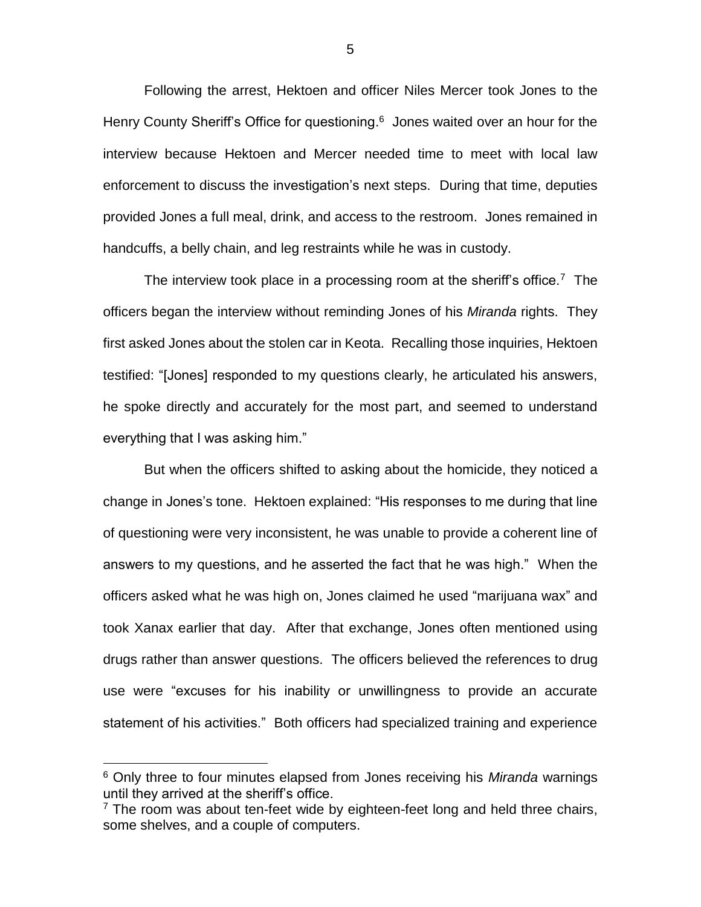Following the arrest, Hektoen and officer Niles Mercer took Jones to the Henry County Sheriff's Office for questioning.[6] Jones waited over an hour for the interview because Hektoen and Mercer needed time to meet with local law enforcement to discuss the investigation's next steps. During that time, deputies provided Jones a full meal, drink, and access to the restroom. Jones remained in handcuffs, a belly chain, and leg restraints while he was in custody.

The interview took place in a processing room at the sheriff's office.[7] The officers began the interview without reminding Jones of his *Miranda* rights. They first asked Jones about the stolen car in Keota. Recalling those inquiries, Hektoen testified: "[Jones] responded to my questions clearly, he articulated his answers, he spoke directly and accurately for the most part, and seemed to understand everything that I was asking him."

But when the officers shifted to asking about the homicide, they noticed a change in Jones's tone. Hektoen explained: "His responses to me during that line of questioning were very inconsistent, he was unable to provide a coherent line of answers to my questions, and he asserted the fact that he was high." When the officers asked what he was high on, Jones claimed he used "marijuana wax" and took Xanax earlier that day. After that exchange, Jones often mentioned using drugs rather than answer questions. The officers believed the references to drug use were "excuses for his inability or unwillingness to provide an accurate statement of his activities." Both officers had specialized training and experience

---

[6] Only three to four minutes elapsed from Jones receiving his *Miranda* warnings until they arrived at the sheriff's office.

[7] The room was about ten-feet wide by eighteen-feet long and held three chairs, some shelves, and a couple of computers.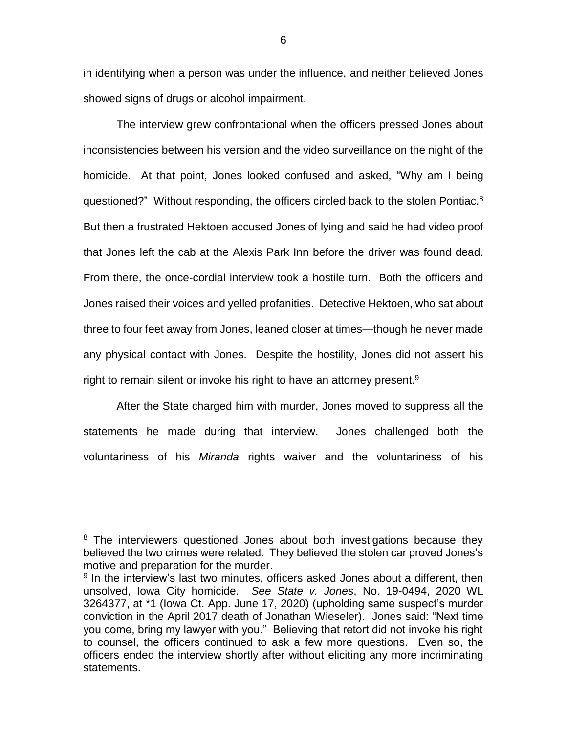in identifying when a person was under the influence, and neither believed Jones showed signs of drugs or alcohol impairment.

The interview grew confrontational when the officers pressed Jones about inconsistencies between his version and the video surveillance on the night of the homicide. At that point, Jones looked confused and asked, "Why am I being questioned?" Without responding, the officers circled back to the stolen Pontiac.[8] But then a frustrated Hektoen accused Jones of lying and said he had video proof that Jones left the cab at the Alexis Park Inn before the driver was found dead. From there, the once-cordial interview took a hostile turn. Both the officers and Jones raised their voices and yelled profanities. Detective Hektoen, who sat about three to four feet away from Jones, leaned closer at times—though he never made any physical contact with Jones. Despite the hostility, Jones did not assert his right to remain silent or invoke his right to have an attorney present.[9]

After the State charged him with murder, Jones moved to suppress all the statements he made during that interview. Jones challenged both the voluntariness of his *Miranda* rights waiver and the voluntariness of his

---

[8] The interviewers questioned Jones about both investigations because they believed the two crimes were related. They believed the stolen car proved Jones's motive and preparation for the murder.

[9] In the interview's last two minutes, officers asked Jones about a different, then unsolved, Iowa City homicide. *See State v. Jones*, No. 19-0494, 2020 WL 3264377, at *1 (Iowa Ct. App. June 17, 2020) (upholding same suspect's murder conviction in the April 2017 death of Jonathan Wieseler). Jones said: "Next time you come, bring my lawyer with you." Believing that retort did not invoke his right to counsel, the officers continued to ask a few more questions. Even so, the officers ended the interview shortly after without eliciting any more incriminating statements.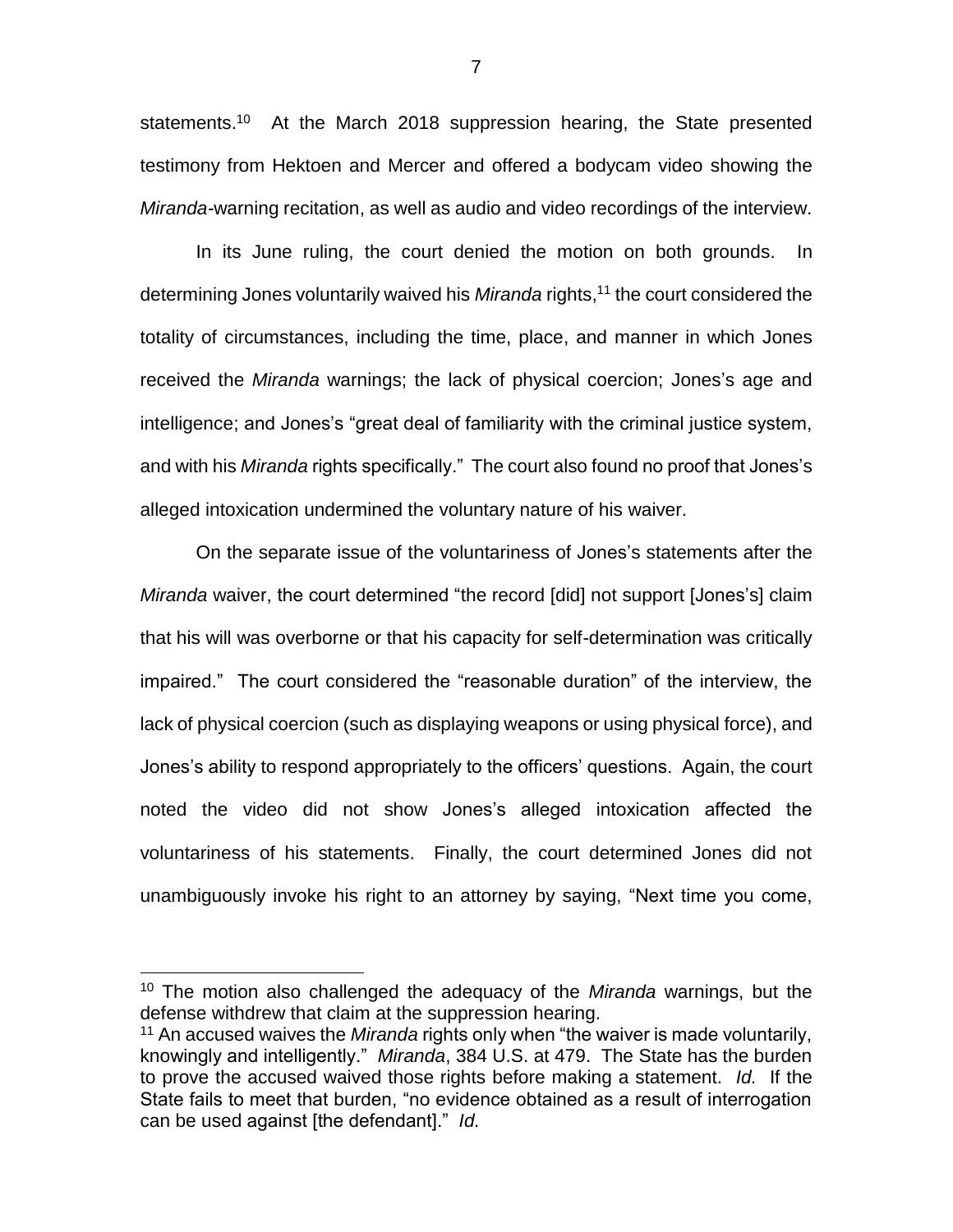statements.[10] At the March 2018 suppression hearing, the State presented testimony from Hektoen and Mercer and offered a bodycam video showing the *Miranda*-warning recitation, as well as audio and video recordings of the interview.

In its June ruling, the court denied the motion on both grounds. In determining Jones voluntarily waived his *Miranda* rights,[11] the court considered the totality of circumstances, including the time, place, and manner in which Jones received the *Miranda* warnings; the lack of physical coercion; Jones's age and intelligence; and Jones's "great deal of familiarity with the criminal justice system, and with his *Miranda* rights specifically." The court also found no proof that Jones's alleged intoxication undermined the voluntary nature of his waiver.

On the separate issue of the voluntariness of Jones's statements after the *Miranda* waiver, the court determined "the record [did] not support [Jones's] claim that his will was overborne or that his capacity for self-determination was critically impaired." The court considered the "reasonable duration" of the interview, the lack of physical coercion (such as displaying weapons or using physical force), and Jones's ability to respond appropriately to the officers' questions. Again, the court noted the video did not show Jones's alleged intoxication affected the voluntariness of his statements. Finally, the court determined Jones did not unambiguously invoke his right to an attorney by saying, "Next time you come,

---

[10] The motion also challenged the adequacy of the *Miranda* warnings, but the defense withdrew that claim at the suppression hearing.

[11] An accused waives the *Miranda* rights only when "the waiver is made voluntarily, knowingly and intelligently." *Miranda*, 384 U.S. at 479. The State has the burden to prove the accused waived those rights before making a statement. *Id.* If the State fails to meet that burden, "no evidence obtained as a result of interrogation can be used against [the defendant]." *Id.*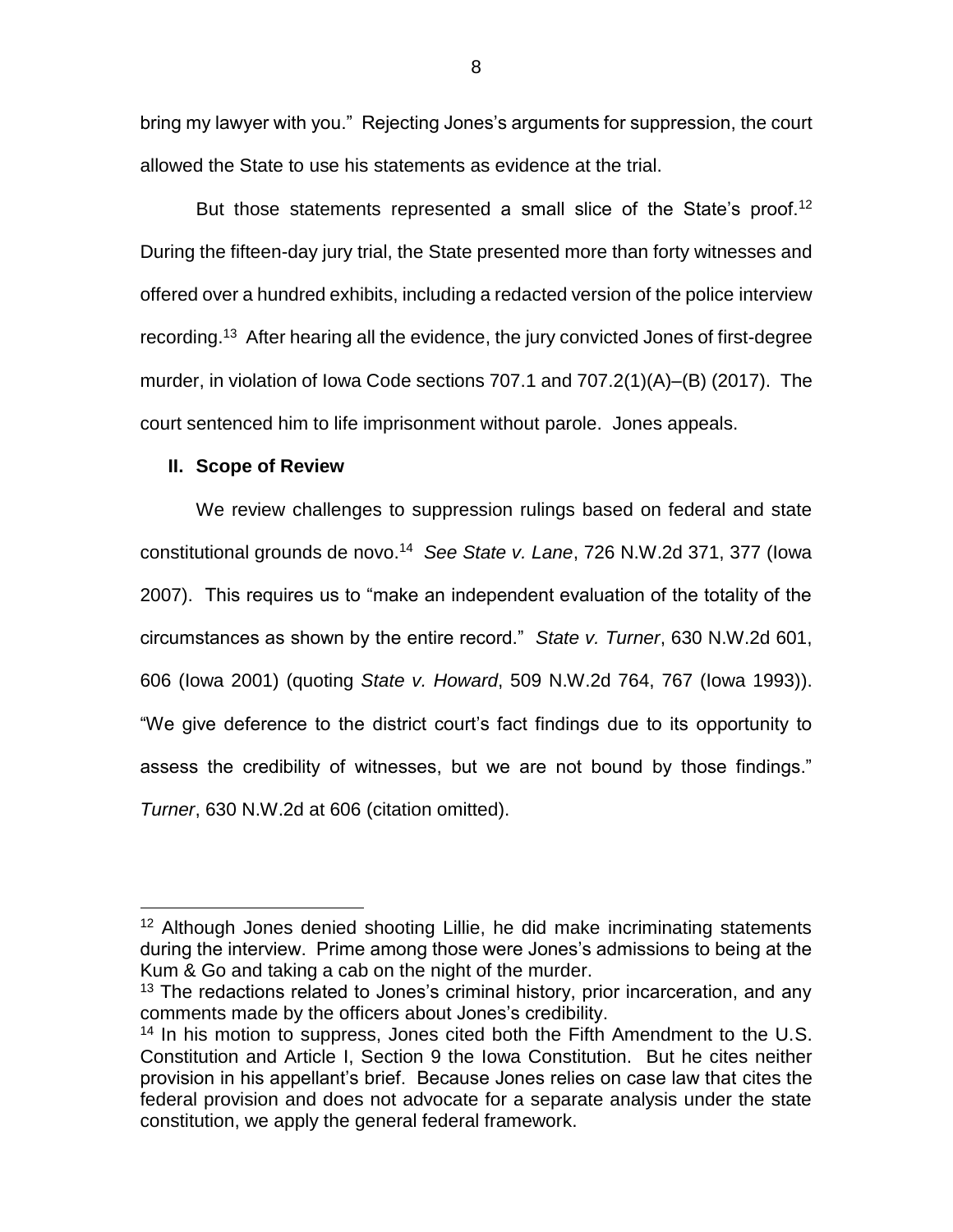bring my lawyer with you." Rejecting Jones's arguments for suppression, the court allowed the State to use his statements as evidence at the trial.

But those statements represented a small slice of the State's proof.[12] During the fifteen-day jury trial, the State presented more than forty witnesses and offered over a hundred exhibits, including a redacted version of the police interview recording.[13] After hearing all the evidence, the jury convicted Jones of first-degree murder, in violation of Iowa Code sections 707.1 and 707.2(1)(A)–(B) (2017). The court sentenced him to life imprisonment without parole. Jones appeals.

## II. Scope of Review

We review challenges to suppression rulings based on federal and state constitutional grounds de novo.[14] *See State v. Lane*, 726 N.W.2d 371, 377 (Iowa 2007). This requires us to "make an independent evaluation of the totality of the circumstances as shown by the entire record." *State v. Turner*, 630 N.W.2d 601, 606 (Iowa 2001) (quoting *State v. Howard*, 509 N.W.2d 764, 767 (Iowa 1993)). "We give deference to the district court's fact findings due to its opportunity to assess the credibility of witnesses, but we are not bound by those findings." *Turner*, 630 N.W.2d at 606 (citation omitted).

---

[12] Although Jones denied shooting Lillie, he did make incriminating statements during the interview. Prime among those were Jones's admissions to being at the Kum & Go and taking a cab on the night of the murder.

[13] The redactions related to Jones's criminal history, prior incarceration, and any comments made by the officers about Jones's credibility.

[14] In his motion to suppress, Jones cited both the Fifth Amendment to the U.S. Constitution and Article I, Section 9 the Iowa Constitution. But he cites neither provision in his appellant's brief. Because Jones relies on case law that cites the federal provision and does not advocate for a separate analysis under the state constitution, we apply the general federal framework.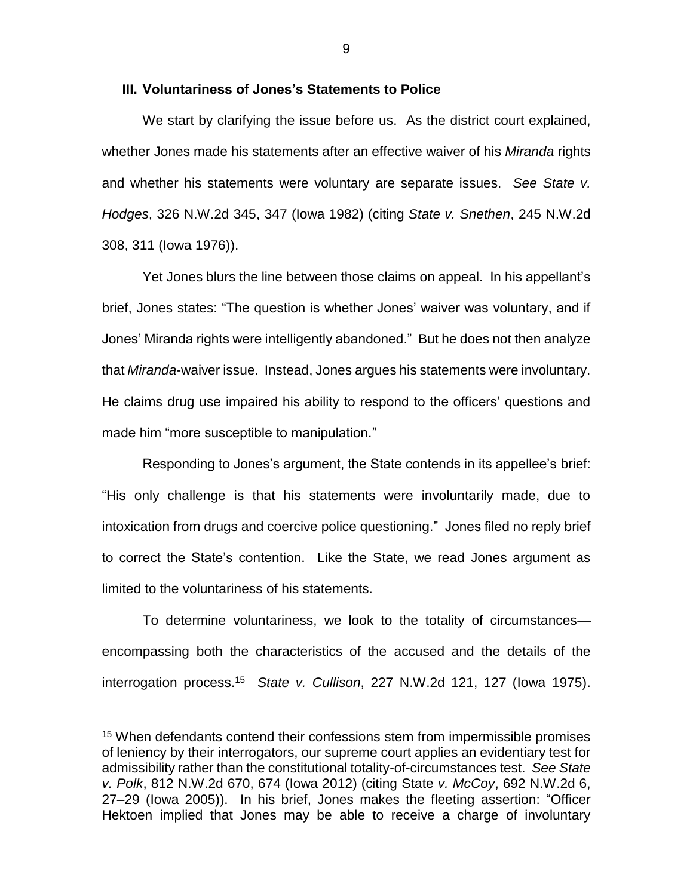### III. Voluntariness of Jones's Statements to Police

We start by clarifying the issue before us. As the district court explained, whether Jones made his statements after an effective waiver of his *Miranda* rights and whether his statements were voluntary are separate issues. *See State v. Hodges*, 326 N.W.2d 345, 347 (Iowa 1982) (citing *State v. Snethen*, 245 N.W.2d 308, 311 (Iowa 1976)).

Yet Jones blurs the line between those claims on appeal. In his appellant's brief, Jones states: "The question is whether Jones' waiver was voluntary, and if Jones' Miranda rights were intelligently abandoned." But he does not then analyze that *Miranda*-waiver issue. Instead, Jones argues his statements were involuntary. He claims drug use impaired his ability to respond to the officers' questions and made him "more susceptible to manipulation."

Responding to Jones's argument, the State contends in its appellee's brief: "His only challenge is that his statements were involuntarily made, due to intoxication from drugs and coercive police questioning." Jones filed no reply brief to correct the State's contention. Like the State, we read Jones argument as limited to the voluntariness of his statements.

To determine voluntariness, we look to the totality of circumstances—encompassing both the characteristics of the accused and the details of the interrogation process.[15] *State v. Cullison*, 227 N.W.2d 121, 127 (Iowa 1975).

---

[15] When defendants contend their confessions stem from impermissible promises of leniency by their interrogators, our supreme court applies an evidentiary test for admissibility rather than the constitutional totality-of-circumstances test. *See State v. Polk*, 812 N.W.2d 670, 674 (Iowa 2012) (citing State *v. McCoy*, 692 N.W.2d 6, 27–29 (Iowa 2005)). In his brief, Jones makes the fleeting assertion: "Officer Hektoen implied that Jones may be able to receive a charge of involuntary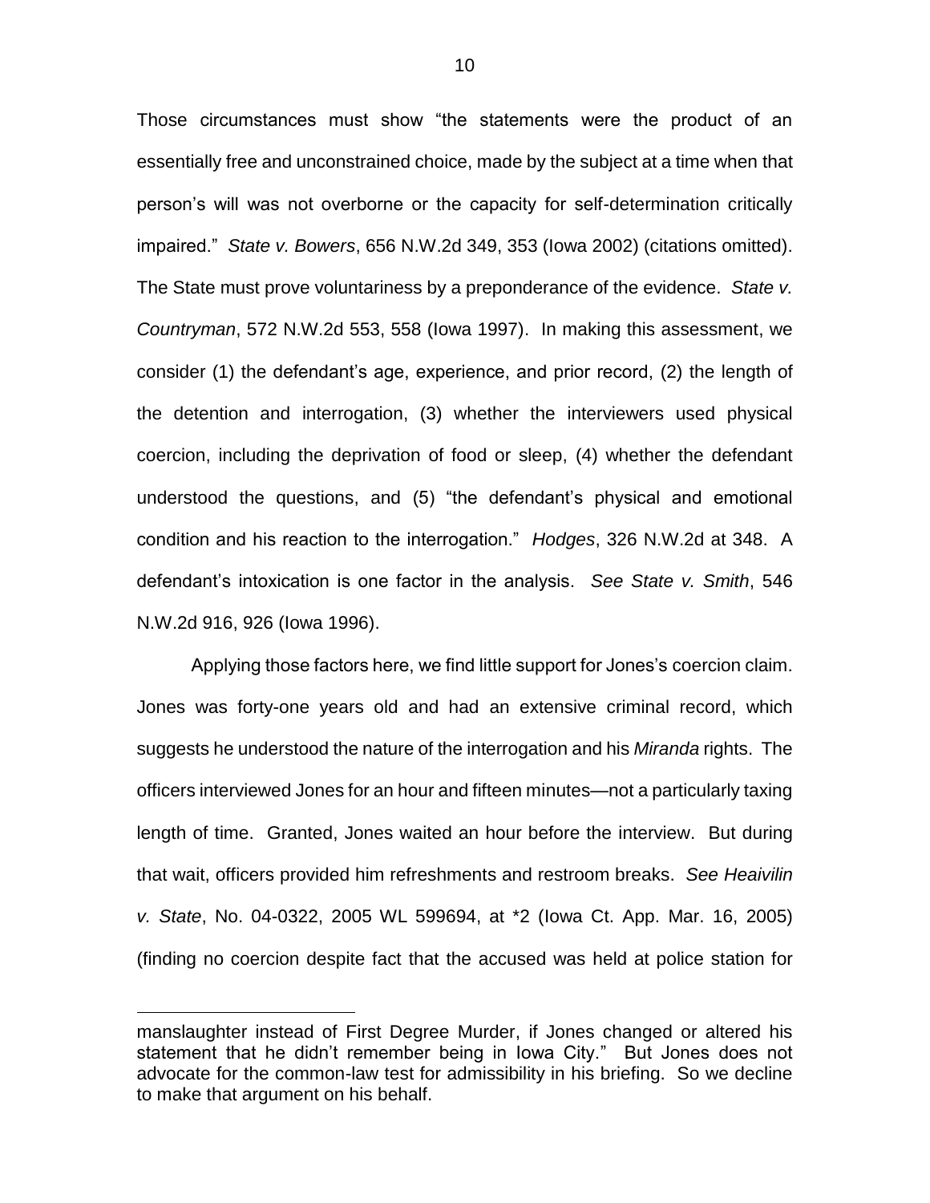Those circumstances must show "the statements were the product of an essentially free and unconstrained choice, made by the subject at a time when that person's will was not overborne or the capacity for self-determination critically impaired." *State v. Bowers*, 656 N.W.2d 349, 353 (Iowa 2002) (citations omitted). The State must prove voluntariness by a preponderance of the evidence. *State v. Countryman*, 572 N.W.2d 553, 558 (Iowa 1997). In making this assessment, we consider (1) the defendant's age, experience, and prior record, (2) the length of the detention and interrogation, (3) whether the interviewers used physical coercion, including the deprivation of food or sleep, (4) whether the defendant understood the questions, and (5) "the defendant's physical and emotional condition and his reaction to the interrogation." *Hodges*, 326 N.W.2d at 348. A defendant's intoxication is one factor in the analysis. *See State v. Smith*, 546 N.W.2d 916, 926 (Iowa 1996).

Applying those factors here, we find little support for Jones's coercion claim. Jones was forty-one years old and had an extensive criminal record, which suggests he understood the nature of the interrogation and his *Miranda* rights. The officers interviewed Jones for an hour and fifteen minutes—not a particularly taxing length of time. Granted, Jones waited an hour before the interview. But during that wait, officers provided him refreshments and restroom breaks. *See Heaivilin v. State*, No. 04-0322, 2005 WL 599694, at \*2 (Iowa Ct. App. Mar. 16, 2005) (finding no coercion despite fact that the accused was held at police station for

---

manslaughter instead of First Degree Murder, if Jones changed or altered his statement that he didn't remember being in Iowa City." But Jones does not advocate for the common-law test for admissibility in his briefing. So we decline to make that argument on his behalf.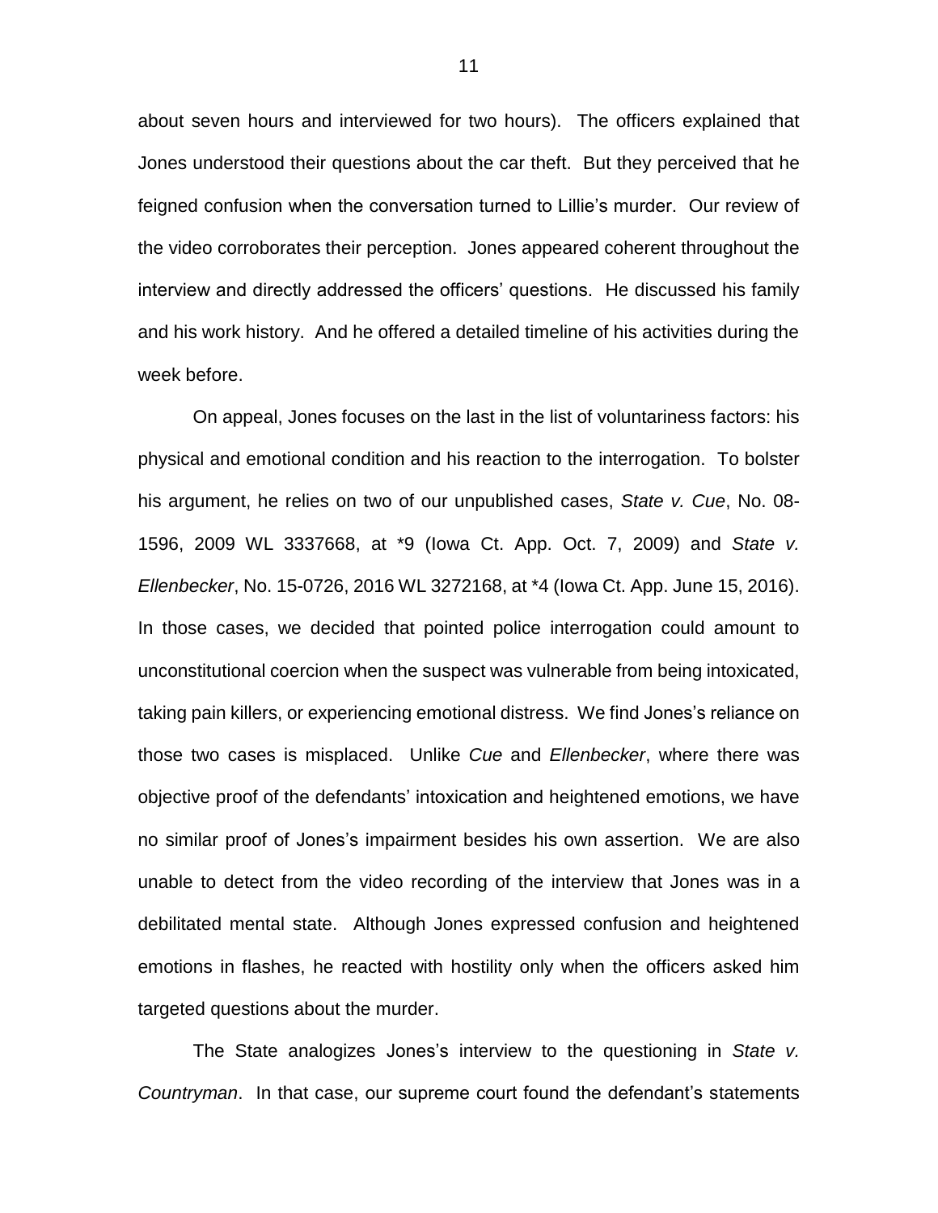about seven hours and interviewed for two hours). The officers explained that Jones understood their questions about the car theft. But they perceived that he feigned confusion when the conversation turned to Lillie's murder. Our review of the video corroborates their perception. Jones appeared coherent throughout the interview and directly addressed the officers' questions. He discussed his family and his work history. And he offered a detailed timeline of his activities during the week before.

On appeal, Jones focuses on the last in the list of voluntariness factors: his physical and emotional condition and his reaction to the interrogation. To bolster his argument, he relies on two of our unpublished cases, *State v. Cue*, No. 08-1596, 2009 WL 3337668, at *9 (Iowa Ct. App. Oct. 7, 2009) and *State v. Ellenbecker*, No. 15-0726, 2016 WL 3272168, at *4 (Iowa Ct. App. June 15, 2016). In those cases, we decided that pointed police interrogation could amount to unconstitutional coercion when the suspect was vulnerable from being intoxicated, taking pain killers, or experiencing emotional distress. We find Jones's reliance on those two cases is misplaced. Unlike *Cue* and *Ellenbecker*, where there was objective proof of the defendants' intoxication and heightened emotions, we have no similar proof of Jones's impairment besides his own assertion. We are also unable to detect from the video recording of the interview that Jones was in a debilitated mental state. Although Jones expressed confusion and heightened emotions in flashes, he reacted with hostility only when the officers asked him targeted questions about the murder.

The State analogizes Jones's interview to the questioning in *State v. Countryman*. In that case, our supreme court found the defendant's statements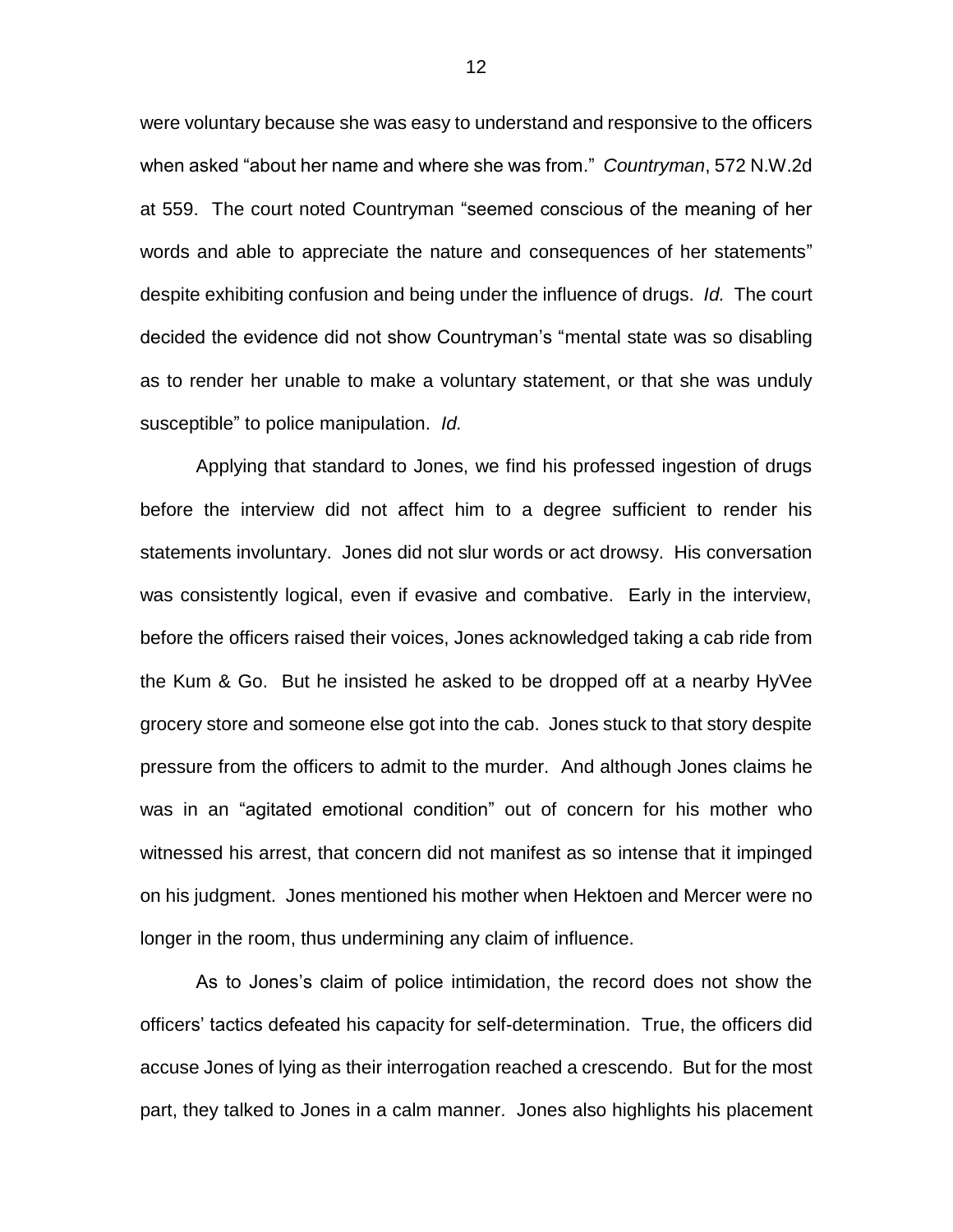were voluntary because she was easy to understand and responsive to the officers when asked "about her name and where she was from." *Countryman*, 572 N.W.2d at 559. The court noted Countryman "seemed conscious of the meaning of her words and able to appreciate the nature and consequences of her statements" despite exhibiting confusion and being under the influence of drugs. *Id.* The court decided the evidence did not show Countryman's "mental state was so disabling as to render her unable to make a voluntary statement, or that she was unduly susceptible" to police manipulation. *Id.*

Applying that standard to Jones, we find his professed ingestion of drugs before the interview did not affect him to a degree sufficient to render his statements involuntary. Jones did not slur words or act drowsy. His conversation was consistently logical, even if evasive and combative. Early in the interview, before the officers raised their voices, Jones acknowledged taking a cab ride from the Kum & Go. But he insisted he asked to be dropped off at a nearby HyVee grocery store and someone else got into the cab. Jones stuck to that story despite pressure from the officers to admit to the murder. And although Jones claims he was in an "agitated emotional condition" out of concern for his mother who witnessed his arrest, that concern did not manifest as so intense that it impinged on his judgment. Jones mentioned his mother when Hektoen and Mercer were no longer in the room, thus undermining any claim of influence.

As to Jones's claim of police intimidation, the record does not show the officers' tactics defeated his capacity for self-determination. True, the officers did accuse Jones of lying as their interrogation reached a crescendo. But for the most part, they talked to Jones in a calm manner. Jones also highlights his placement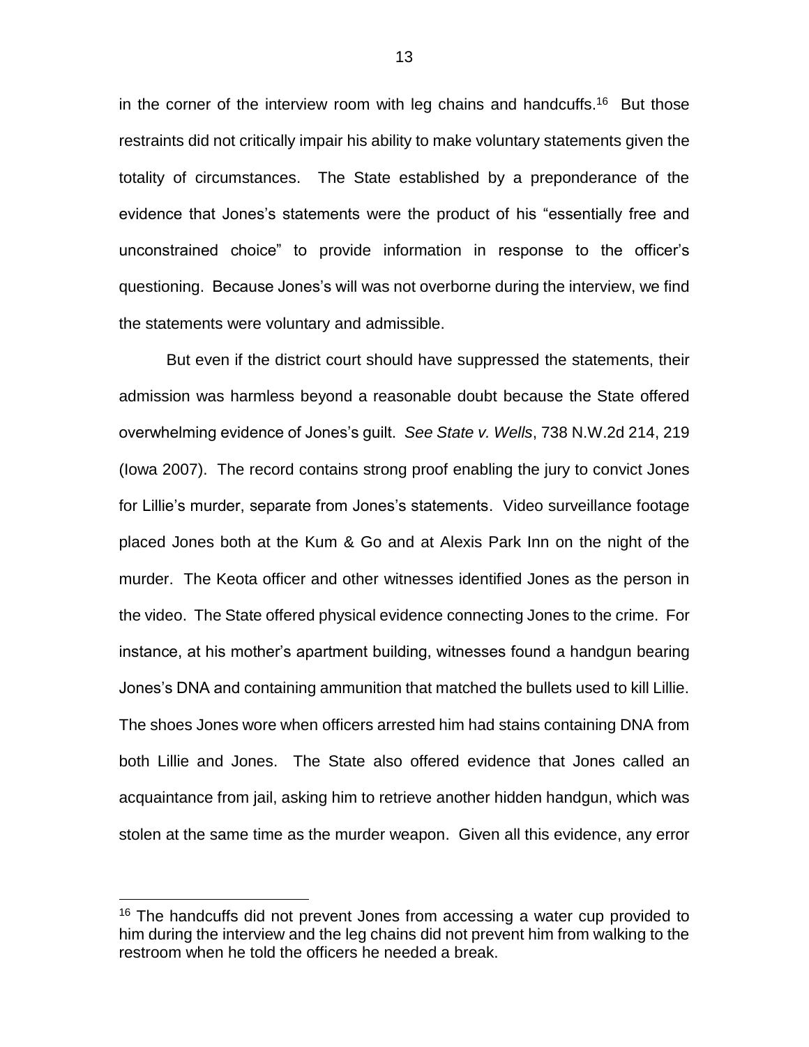in the corner of the interview room with leg chains and handcuffs.[16] But those restraints did not critically impair his ability to make voluntary statements given the totality of circumstances. The State established by a preponderance of the evidence that Jones's statements were the product of his "essentially free and unconstrained choice" to provide information in response to the officer's questioning. Because Jones's will was not overborne during the interview, we find the statements were voluntary and admissible.

But even if the district court should have suppressed the statements, their admission was harmless beyond a reasonable doubt because the State offered overwhelming evidence of Jones's guilt. *See State v. Wells*, 738 N.W.2d 214, 219 (Iowa 2007). The record contains strong proof enabling the jury to convict Jones for Lillie's murder, separate from Jones's statements. Video surveillance footage placed Jones both at the Kum & Go and at Alexis Park Inn on the night of the murder. The Keota officer and other witnesses identified Jones as the person in the video. The State offered physical evidence connecting Jones to the crime. For instance, at his mother's apartment building, witnesses found a handgun bearing Jones's DNA and containing ammunition that matched the bullets used to kill Lillie. The shoes Jones wore when officers arrested him had stains containing DNA from both Lillie and Jones. The State also offered evidence that Jones called an acquaintance from jail, asking him to retrieve another hidden handgun, which was stolen at the same time as the murder weapon. Given all this evidence, any error

[16] The handcuffs did not prevent Jones from accessing a water cup provided to him during the interview and the leg chains did not prevent him from walking to the restroom when he told the officers he needed a break.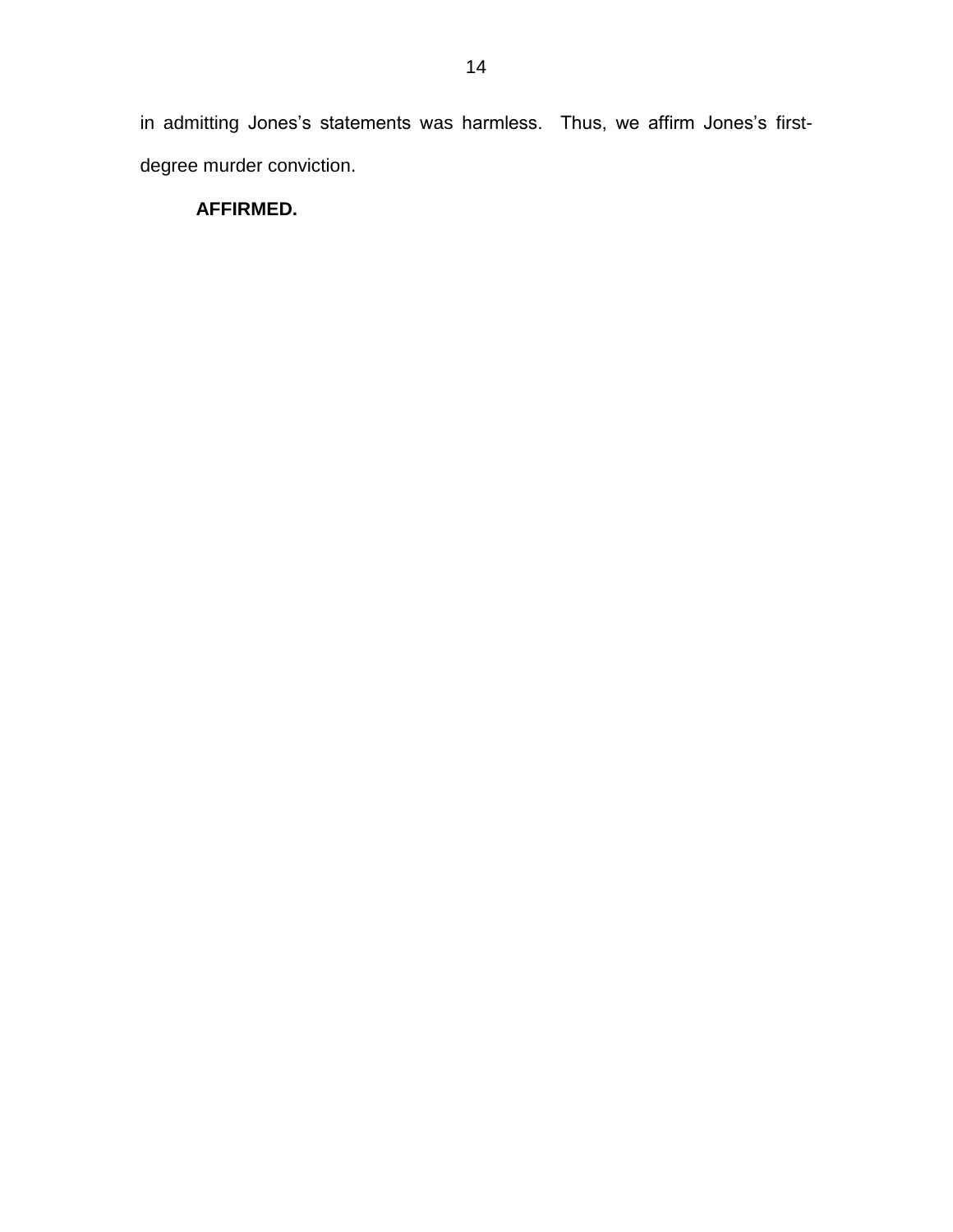in admitting Jones's statements was harmless. Thus, we affirm Jones's first-degree murder conviction.

**AFFIRMED.**